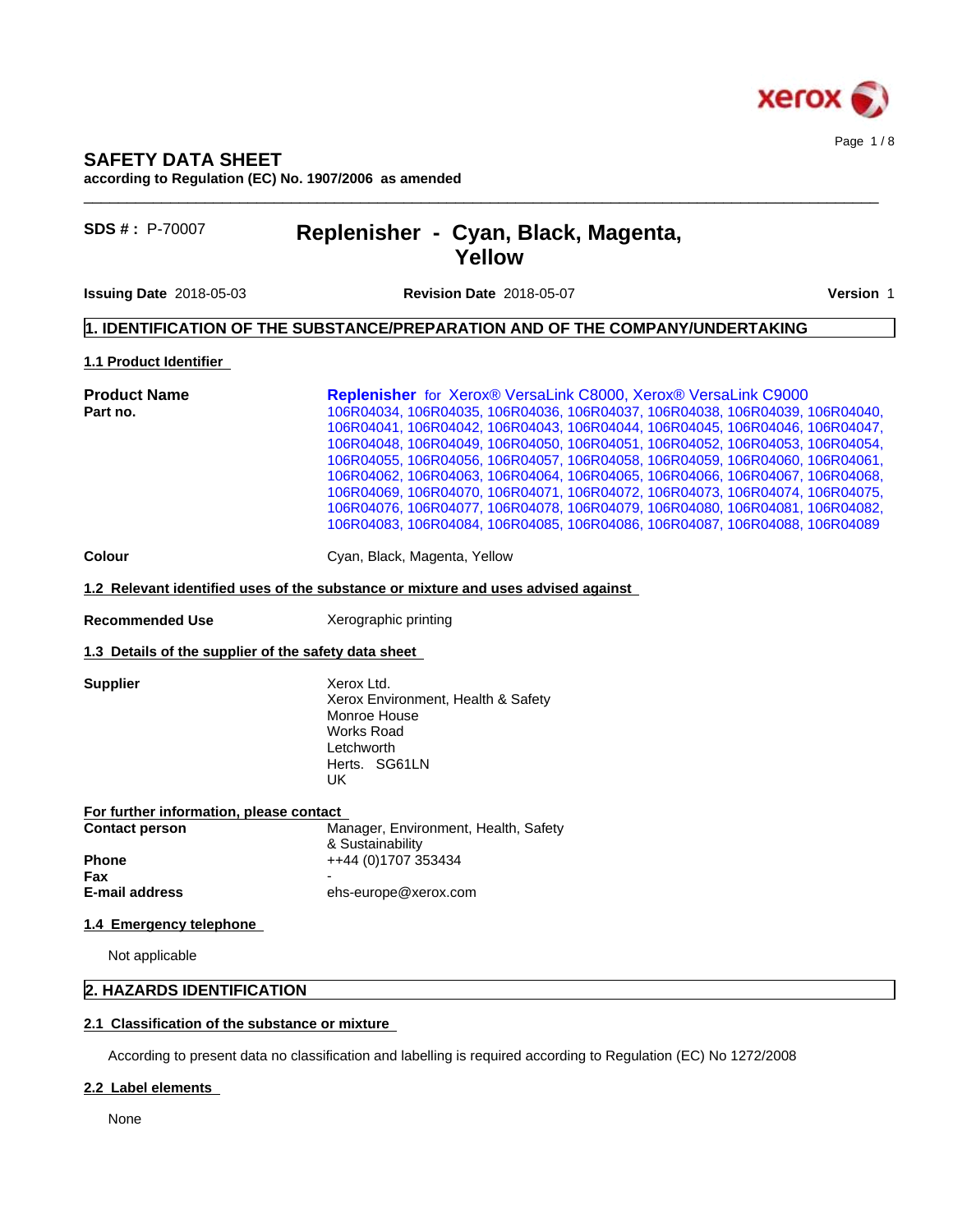# SAFETY DATA SHEET

**according to Regulation (EC) No. 1907/2006 as amended**

**SDS # :** P-70007

## Replenisher - Cyan, Black, Magenta, Yellow

**Issuing Date** 2018-05-03 **Revision Date** 2018-05-07 **Version** 1

## 1. IDENTIFICATION OF THE SUBSTANCE/PREPARATION AND OF THE COMPANY/UNDERTAKING

### 1.1 Product Identifier

**Product Name** **Replenisher** for Xerox® VersaLink C8000, Xerox® VersaLink C9000

**Part no.** 106R04034, 106R04035, 106R04036, 106R04037, 106R04038, 106R04039, 106R04040, 106R04041, 106R04042, 106R04043, 106R04044, 106R04045, 106R04046, 106R04047, 106R04048, 106R04049, 106R04050, 106R04051, 106R04052, 106R04053, 106R04054, 106R04055, 106R04056, 106R04057, 106R04058, 106R04059, 106R04060, 106R04061, 106R04062, 106R04063, 106R04064, 106R04065, 106R04066, 106R04067, 106R04068, 106R04069, 106R04070, 106R04071, 106R04072, 106R04073, 106R04074, 106R04075, 106R04076, 106R04077, 106R04078, 106R04079, 106R04080, 106R04081, 106R04082, 106R04083, 106R04084, 106R04085, 106R04086, 106R04087, 106R04088, 106R04089

**Colour** Cyan, Black, Magenta, Yellow

### 1.2 Relevant identified uses of the substance or mixture and uses advised against

**Recommended Use** Xerographic printing

### 1.3 Details of the supplier of the safety data sheet

**Supplier**
Xerox Ltd.
Xerox Environment, Health & Safety
Monroe House
Works Road
Letchworth
Herts. SG61LN
UK

**For further information, please contact**

**Contact person** Manager, Environment, Health, Safety & Sustainability
**Phone** ++44 (0)1707 353434
**Fax** -
**E-mail address** ehs-europe@xerox.com

### 1.4 Emergency telephone

Not applicable

## 2. HAZARDS IDENTIFICATION

### 2.1 Classification of the substance or mixture

According to present data no classification and labelling is required according to Regulation (EC) No 1272/2008

### 2.2 Label elements

None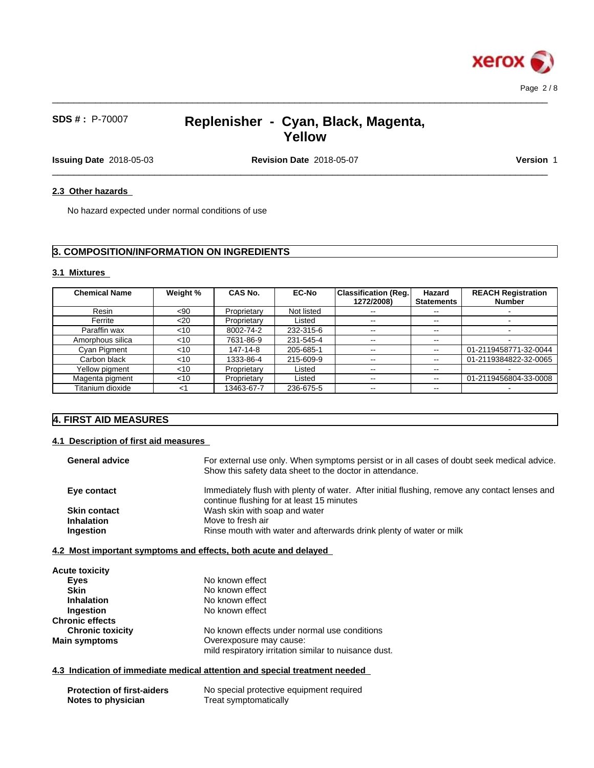### 2.3 Other hazards

No hazard expected under normal conditions of use

## 3. COMPOSITION/INFORMATION ON INGREDIENTS

### 3.1 Mixtures

| Chemical Name | Weight % | CAS No. | EC-No | Classification (Reg. 1272/2008) | Hazard Statements | REACH Registration Number |
|---|---|---|---|---|---|---|
| Resin | <90 | Proprietary | Not listed | -- | -- | - |
| Ferrite | <20 | Proprietary | Listed | -- | -- | - |
| Paraffin wax | <10 | 8002-74-2 | 232-315-6 | -- | -- | - |
| Amorphous silica | <10 | 7631-86-9 | 231-545-4 | -- | -- | - |
| Cyan Pigment | <10 | 147-14-8 | 205-685-1 | -- | -- | 01-2119458771-32-0044 |
| Carbon black | <10 | 1333-86-4 | 215-609-9 | -- | -- | 01-2119384822-32-0065 |
| Yellow pigment | <10 | Proprietary | Listed | -- | -- | - |
| Magenta pigment | <10 | Proprietary | Listed | -- | -- | 01-2119456804-33-0008 |
| Titanium dioxide | <1 | 13463-67-7 | 236-675-5 | -- | -- | - |

## 4. FIRST AID MEASURES

### 4.1 Description of first aid measures

**General advice** For external use only. When symptoms persist or in all cases of doubt seek medical advice. Show this safety data sheet to the doctor in attendance.

**Eye contact** Immediately flush with plenty of water. After initial flushing, remove any contact lenses and continue flushing for at least 15 minutes

**Skin contact** Wash skin with soap and water

**Inhalation** Move to fresh air

**Ingestion** Rinse mouth with water and afterwards drink plenty of water or milk

### 4.2 Most important symptoms and effects, both acute and delayed

**Acute toxicity**

- **Eyes** No known effect
- **Skin** No known effect
- **Inhalation** No known effect
- **Ingestion** No known effect

**Chronic effects**

- **Chronic toxicity** No known effects under normal use conditions

**Main symptoms** Overexposure may cause:
mild respiratory irritation similar to nuisance dust.

### 4.3 Indication of immediate medical attention and special treatment needed

**Protection of first-aiders** No special protective equipment required

**Notes to physician** Treat symptomatically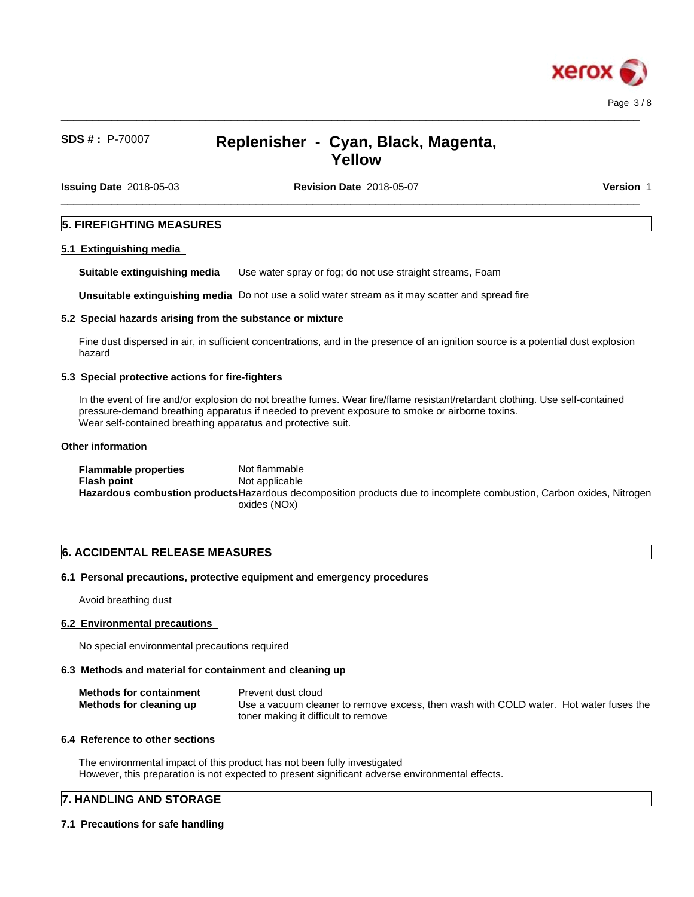## 5. FIREFIGHTING MEASURES

### 5.1 Extinguishing media

**Suitable extinguishing media** Use water spray or fog; do not use straight streams, Foam

**Unsuitable extinguishing media** Do not use a solid water stream as it may scatter and spread fire

### 5.2 Special hazards arising from the substance or mixture

Fine dust dispersed in air, in sufficient concentrations, and in the presence of an ignition source is a potential dust explosion hazard

### 5.3 Special protective actions for fire-fighters

In the event of fire and/or explosion do not breathe fumes. Wear fire/flame resistant/retardant clothing. Use self-contained pressure-demand breathing apparatus if needed to prevent exposure to smoke or airborne toxins.
Wear self-contained breathing apparatus and protective suit.

### Other information

**Flammable properties** Not flammable
**Flash point** Not applicable
**Hazardous combustion products** Hazardous decomposition products due to incomplete combustion, Carbon oxides, Nitrogen oxides (NOx)

## 6. ACCIDENTAL RELEASE MEASURES

### 6.1 Personal precautions, protective equipment and emergency procedures

Avoid breathing dust

### 6.2 Environmental precautions

No special environmental precautions required

### 6.3 Methods and material for containment and cleaning up

**Methods for containment** Prevent dust cloud
**Methods for cleaning up** Use a vacuum cleaner to remove excess, then wash with COLD water. Hot water fuses the toner making it difficult to remove

### 6.4 Reference to other sections

The environmental impact of this product has not been fully investigated
However, this preparation is not expected to present significant adverse environmental effects.

## 7. HANDLING AND STORAGE

### 7.1 Precautions for safe handling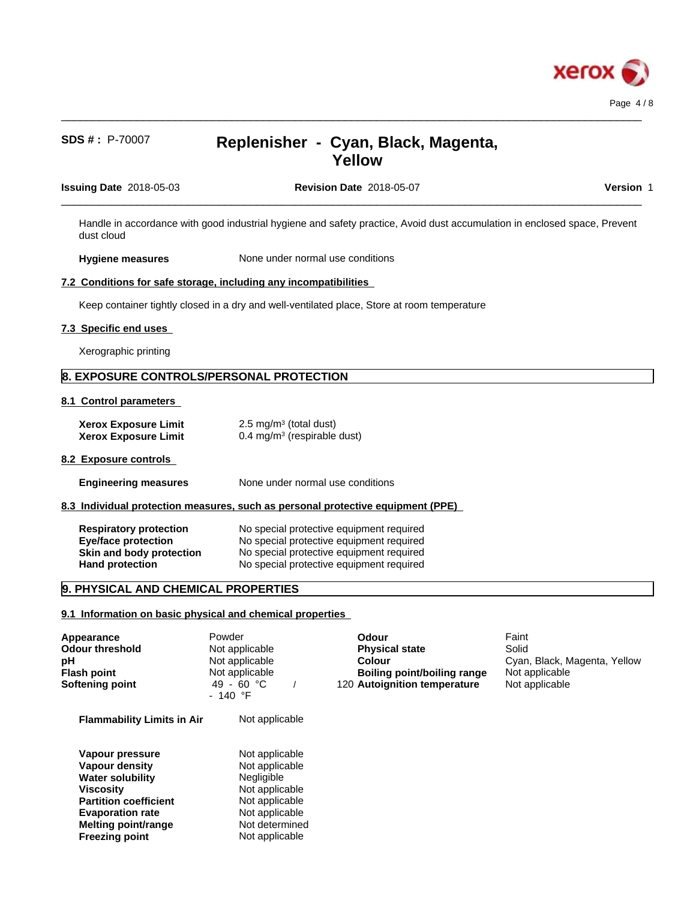Handle in accordance with good industrial hygiene and safety practice, Avoid dust accumulation in enclosed space, Prevent dust cloud

**Hygiene measures** None under normal use conditions

### 7.2 Conditions for safe storage, including any incompatibilities

Keep container tightly closed in a dry and well-ventilated place, Store at room temperature

### 7.3 Specific end uses

Xerographic printing

## 8. EXPOSURE CONTROLS/PERSONAL PROTECTION

### 8.1 Control parameters

| | |
|---|---|
| **Xerox Exposure Limit** | 2.5 mg/m³ (total dust) |
| **Xerox Exposure Limit** | 0.4 mg/m³ (respirable dust) |

### 8.2 Exposure controls

**Engineering measures** None under normal use conditions

### 8.3 Individual protection measures, such as personal protective equipment (PPE)

| | |
|---|---|
| **Respiratory protection** | No special protective equipment required |
| **Eye/face protection** | No special protective equipment required |
| **Skin and body protection** | No special protective equipment required |
| **Hand protection** | No special protective equipment required |

## 9. PHYSICAL AND CHEMICAL PROPERTIES

### 9.1 Information on basic physical and chemical properties

| | | | |
|---|---|---|---|
| **Appearance** | Powder | **Odour** | Faint |
| **Odour threshold** | Not applicable | **Physical state** | Solid |
| **pH** | Not applicable | **Colour** | Cyan, Black, Magenta, Yellow |
| **Flash point** | Not applicable | **Boiling point/boiling range** | Not applicable |
| **Softening point** | 49 - 60 °C / 120 - 140 °F | **Autoignition temperature** | Not applicable |

**Flammability Limits in Air** Not applicable

| | |
|---|---|
| **Vapour pressure** | Not applicable |
| **Vapour density** | Not applicable |
| **Water solubility** | Negligible |
| **Viscosity** | Not applicable |
| **Partition coefficient** | Not applicable |
| **Evaporation rate** | Not applicable |
| **Melting point/range** | Not determined |
| **Freezing point** | Not applicable |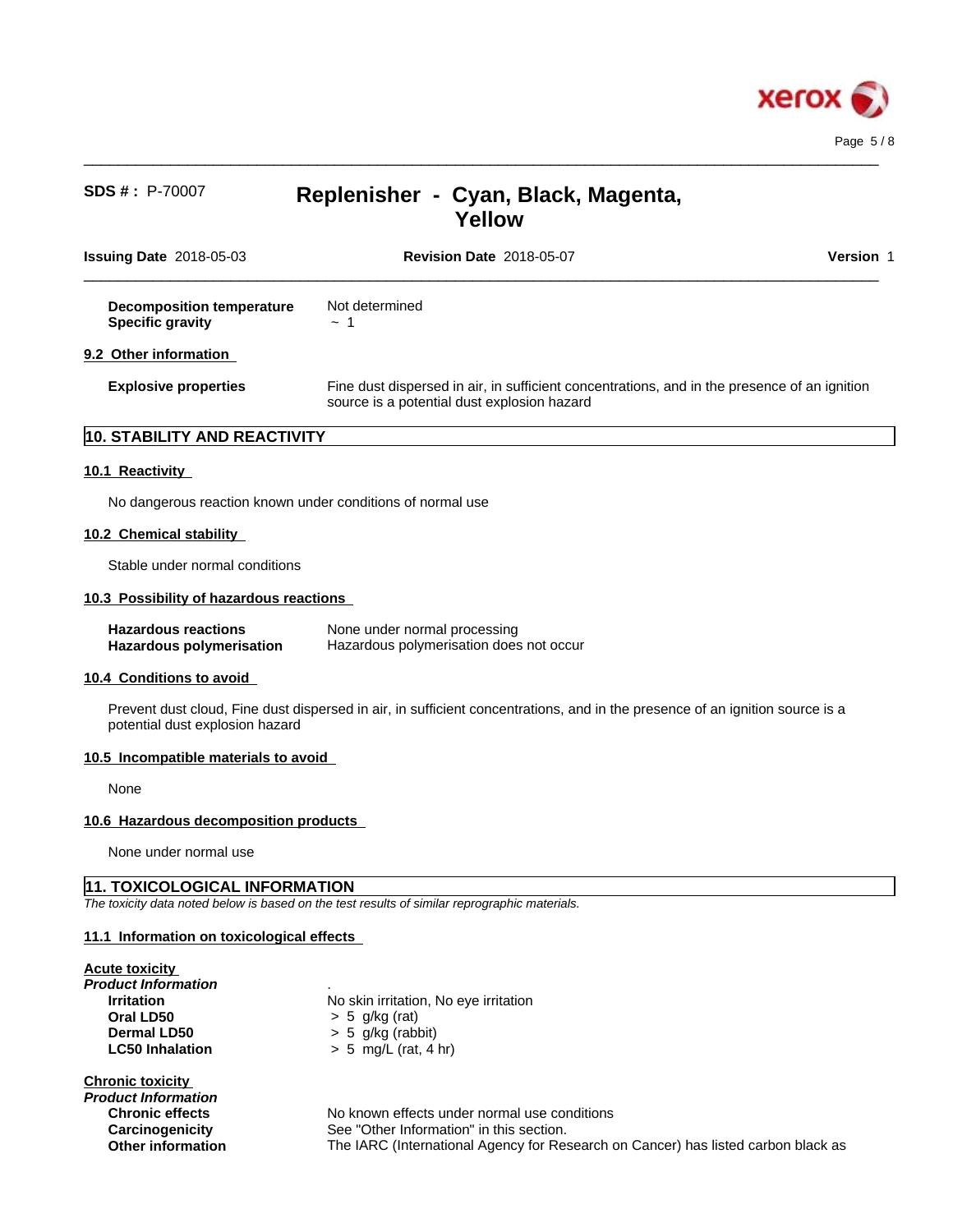| | |
|---|---|
| **Decomposition temperature** | Not determined |
| **Specific gravity** | ~ 1 |

### 9.2 Other information

| | |
|---|---|
| **Explosive properties** | Fine dust dispersed in air, in sufficient concentrations, and in the presence of an ignition source is a potential dust explosion hazard |

## 10. STABILITY AND REACTIVITY

### 10.1 Reactivity

No dangerous reaction known under conditions of normal use

### 10.2 Chemical stability

Stable under normal conditions

### 10.3 Possibility of hazardous reactions

| | |
|---|---|
| **Hazardous reactions** | None under normal processing |
| **Hazardous polymerisation** | Hazardous polymerisation does not occur |

### 10.4 Conditions to avoid

Prevent dust cloud, Fine dust dispersed in air, in sufficient concentrations, and in the presence of an ignition source is a potential dust explosion hazard

### 10.5 Incompatible materials to avoid

None

### 10.6 Hazardous decomposition products

None under normal use

## 11. TOXICOLOGICAL INFORMATION

*The toxicity data noted below is based on the test results of similar reprographic materials.*

### 11.1 Information on toxicological effects

**Acute toxicity**

***Product Information***

| | |
|---|---|
| **Irritation** | No skin irritation, No eye irritation |
| **Oral LD50** | > 5 g/kg (rat) |
| **Dermal LD50** | > 5 g/kg (rabbit) |
| **LC50 Inhalation** | > 5 mg/L (rat, 4 hr) |

**Chronic toxicity**

***Product Information***

| | |
|---|---|
| **Chronic effects** | No known effects under normal use conditions |
| **Carcinogenicity** | See "Other Information" in this section. |
| **Other information** | The IARC (International Agency for Research on Cancer) has listed carbon black as |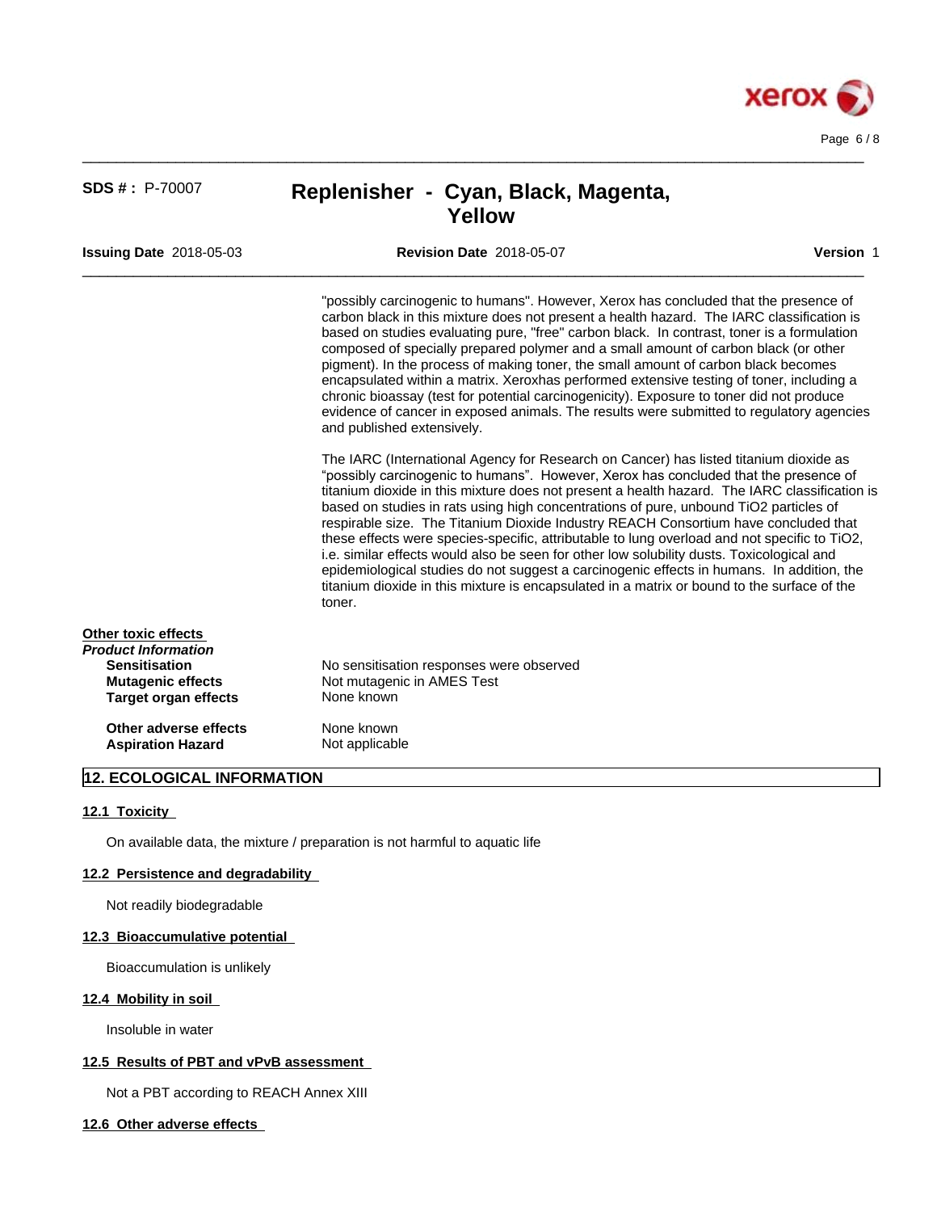"possibly carcinogenic to humans". However, Xerox has concluded that the presence of carbon black in this mixture does not present a health hazard. The IARC classification is based on studies evaluating pure, "free" carbon black. In contrast, toner is a formulation composed of specially prepared polymer and a small amount of carbon black (or other pigment). In the process of making toner, the small amount of carbon black becomes encapsulated within a matrix. Xeroxhas performed extensive testing of toner, including a chronic bioassay (test for potential carcinogenicity). Exposure to toner did not produce evidence of cancer in exposed animals. The results were submitted to regulatory agencies and published extensively.

The IARC (International Agency for Research on Cancer) has listed titanium dioxide as "possibly carcinogenic to humans". However, Xerox has concluded that the presence of titanium dioxide in this mixture does not present a health hazard. The IARC classification is based on studies in rats using high concentrations of pure, unbound $TiO_2$ particles of respirable size. The Titanium Dioxide Industry REACH Consortium have concluded that these effects were species-specific, attributable to lung overload and not specific to $TiO_2$, i.e. similar effects would also be seen for other low solubility dusts. Toxicological and epidemiological studies do not suggest a carcinogenic effects in humans. In addition, the titanium dioxide in this mixture is encapsulated in a matrix or bound to the surface of the toner.

**Other toxic effects**

***Product Information***

| | |
|---|---|
| **Sensitisation** | No sensitisation responses were observed |
| **Mutagenic effects** | Not mutagenic in AMES Test |
| **Target organ effects** | None known |
| **Other adverse effects** | None known |
| **Aspiration Hazard** | Not applicable |

## 12. ECOLOGICAL INFORMATION

### 12.1 Toxicity

On available data, the mixture / preparation is not harmful to aquatic life

### 12.2 Persistence and degradability

Not readily biodegradable

### 12.3 Bioaccumulative potential

Bioaccumulation is unlikely

### 12.4 Mobility in soil

Insoluble in water

### 12.5 Results of PBT and vPvB assessment

Not a PBT according to REACH Annex XIII

### 12.6 Other adverse effects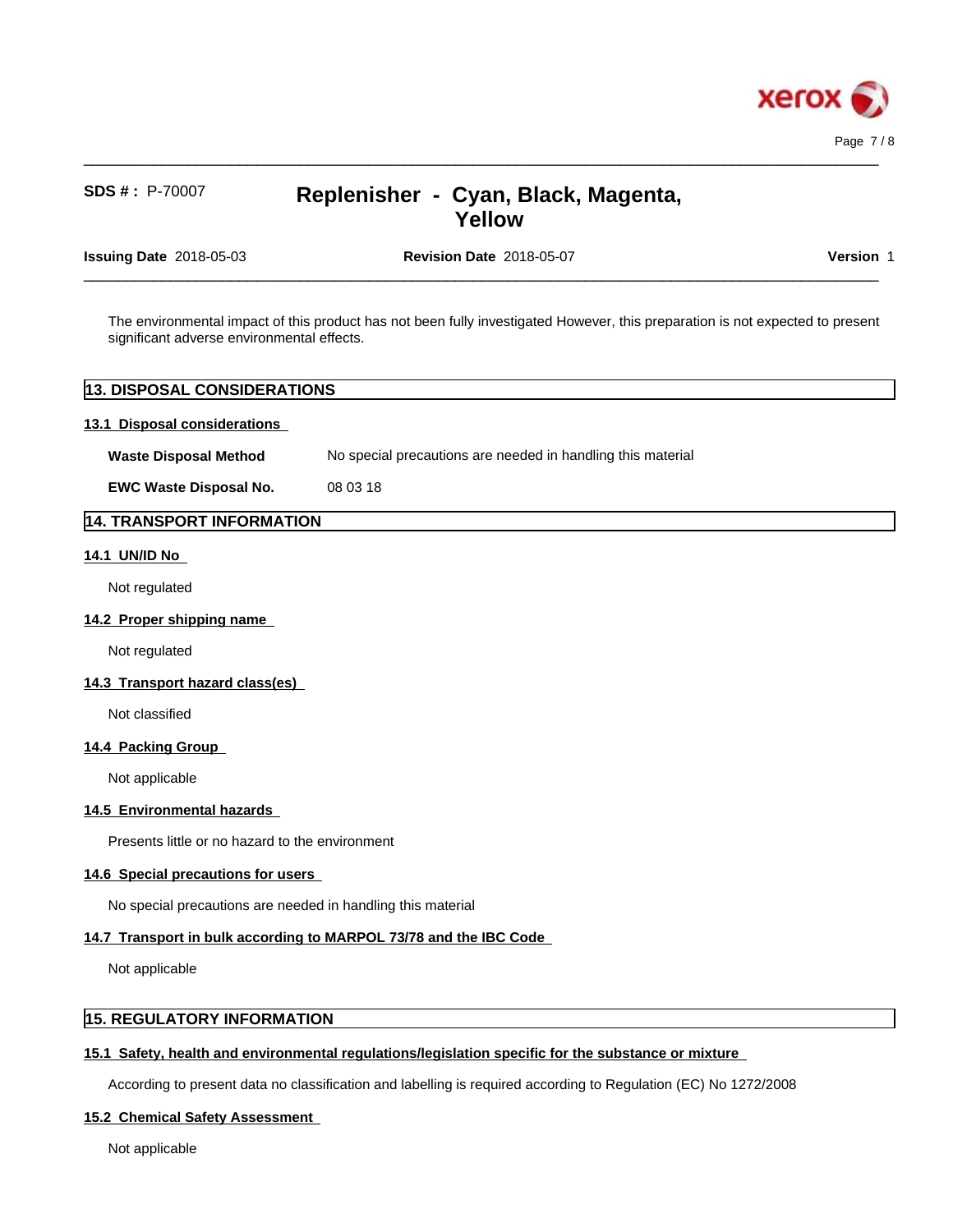The environmental impact of this product has not been fully investigated However, this preparation is not expected to present significant adverse environmental effects.

## 13. DISPOSAL CONSIDERATIONS

### 13.1 Disposal considerations

**Waste Disposal Method** No special precautions are needed in handling this material

**EWC Waste Disposal No.** 08 03 18

## 14. TRANSPORT INFORMATION

### 14.1 UN/ID No

Not regulated

### 14.2 Proper shipping name

Not regulated

### 14.3 Transport hazard class(es)

Not classified

### 14.4 Packing Group

Not applicable

### 14.5 Environmental hazards

Presents little or no hazard to the environment

### 14.6 Special precautions for users

No special precautions are needed in handling this material

### 14.7 Transport in bulk according to MARPOL 73/78 and the IBC Code

Not applicable

## 15. REGULATORY INFORMATION

### 15.1 Safety, health and environmental regulations/legislation specific for the substance or mixture

According to present data no classification and labelling is required according to Regulation (EC) No 1272/2008

### 15.2 Chemical Safety Assessment

Not applicable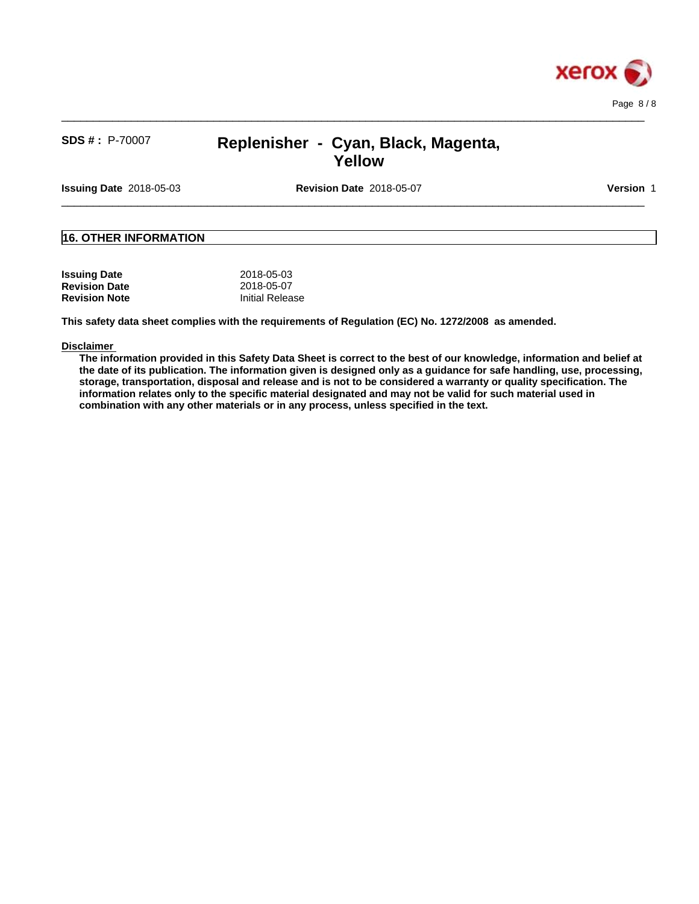## 16. OTHER INFORMATION

| | |
|---|---|
| **Issuing Date** | 2018-05-03 |
| **Revision Date** | 2018-05-07 |
| **Revision Note** | Initial Release |

**This safety data sheet complies with the requirements of Regulation (EC) No. 1272/2008 as amended.**

**Disclaimer**

**The information provided in this Safety Data Sheet is correct to the best of our knowledge, information and belief at the date of its publication. The information given is designed only as a guidance for safe handling, use, processing, storage, transportation, disposal and release and is not to be considered a warranty or quality specification. The information relates only to the specific material designated and may not be valid for such material used in combination with any other materials or in any process, unless specified in the text.**